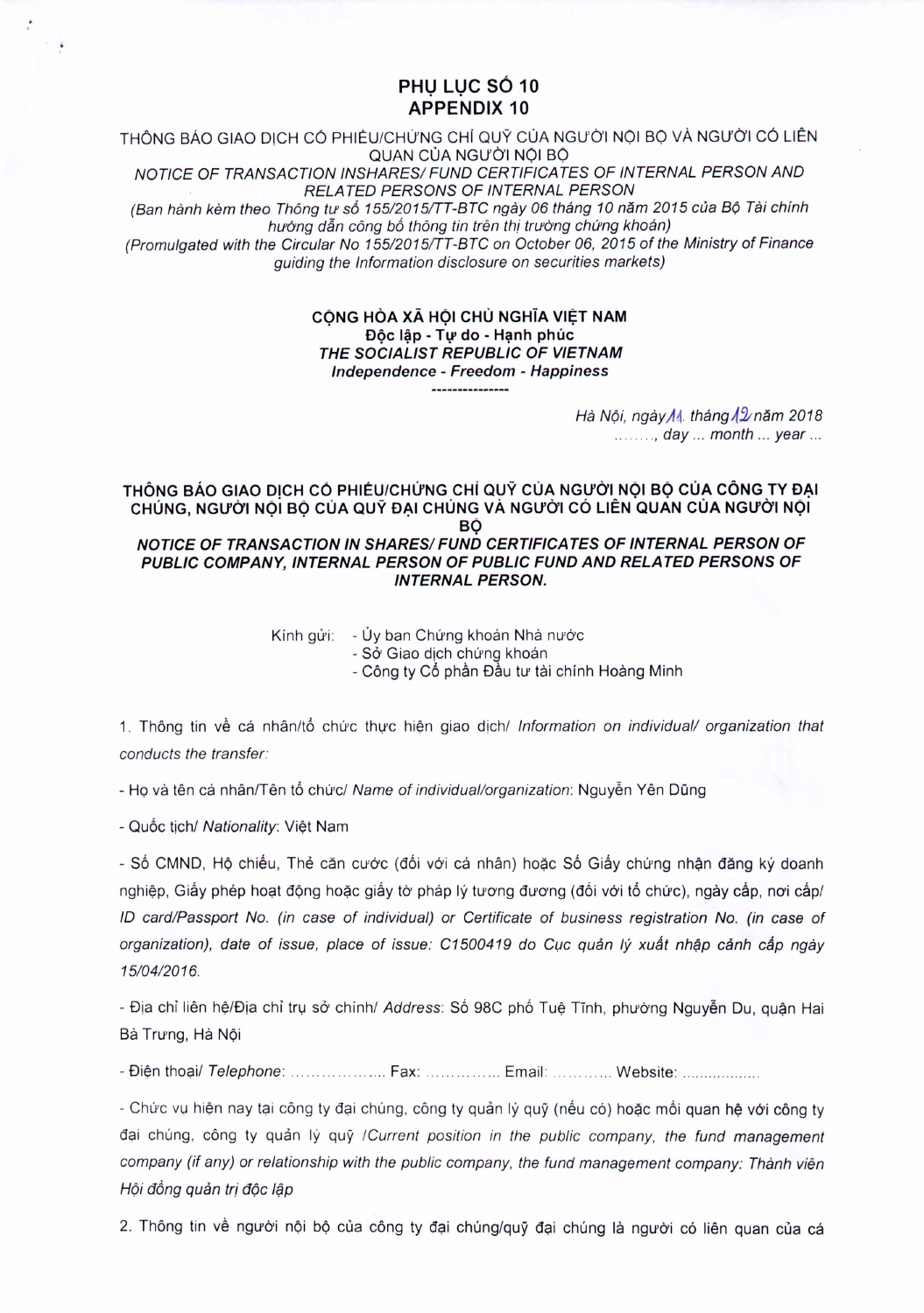# PHỤ LỤC SỐ 10
# APPENDIX 10

THÔNG BÁO GIAO DỊCH CỔ PHIẾU/CHỨNG CHỈ QUỸ CỦA NGƯỜI NỘI BỘ VÀ NGƯỜI CÓ LIÊN QUAN CỦA NGƯỜI NỘI BỘ

*NOTICE OF TRANSACTION INSHARES/ FUND CERTIFICATES OF INTERNAL PERSON AND RELATED PERSONS OF INTERNAL PERSON*

*(Ban hành kèm theo Thông tư số 155/2015/TT-BTC ngày 06 tháng 10 năm 2015 của Bộ Tài chính hướng dẫn công bố thông tin trên thị trường chứng khoán)*

*(Promulgated with the Circular No 155/2015/TT-BTC on October 06, 2015 of the Ministry of Finance guiding the Information disclosure on securities markets)*

**CỘNG HÒA XÃ HỘI CHỦ NGHĨA VIỆT NAM**
**Độc lập - Tự do - Hạnh phúc**
***THE SOCIALIST REPUBLIC OF VIETNAM***
***Independence - Freedom - Happiness***

---------------

*Hà Nội, ngày 11 tháng 12 năm 2018*
*........, day ... month ... year ...*

**THÔNG BÁO GIAO DỊCH CỔ PHIẾU/CHỨNG CHỈ QUỸ CỦA NGƯỜI NỘI BỘ CỦA CÔNG TY ĐẠI CHÚNG, NGƯỜI NỘI BỘ CỦA QUỸ ĐẠI CHÚNG VÀ NGƯỜI CÓ LIÊN QUAN CỦA NGƯỜI NỘI BỘ**

***NOTICE OF TRANSACTION IN SHARES/ FUND CERTIFICATES OF INTERNAL PERSON OF PUBLIC COMPANY, INTERNAL PERSON OF PUBLIC FUND AND RELATED PERSONS OF INTERNAL PERSON.***

Kính gửi:
- Ủy ban Chứng khoán Nhà nước
- Sở Giao dịch chứng khoán
- Công ty Cổ phần Đầu tư tài chính Hoàng Minh

1. Thông tin về cá nhân/tổ chức thực hiện giao dịch/ *Information on individual/ organization that conducts the transfer:*

- Họ và tên cá nhân/Tên tổ chức/ *Name of individual/organization*: Nguyễn Yên Dũng

- Quốc tịch/ *Nationality*: Việt Nam

- Số CMND, Hộ chiếu, Thẻ căn cước (đối với cá nhân) hoặc Số Giấy chứng nhận đăng ký doanh nghiệp, Giấy phép hoạt động hoặc giấy tờ pháp lý tương đương (đối với tổ chức), ngày cấp, nơi cấp/ *ID card/Passport No. (in case of individual) or Certificate of business registration No. (in case of organization), date of issue, place of issue: C1500419 do Cục quản lý xuất nhập cảnh cấp ngày 15/04/2016.*

- Địa chỉ liên hệ/Địa chỉ trụ sở chính/ *Address*: Số 98C phố Tuệ Tĩnh, phường Nguyễn Du, quận Hai Bà Trưng, Hà Nội

- Điện thoại/ *Telephone*: .................. Fax: ............... Email: ............ Website: ..................

- Chức vụ hiện nay tại công ty đại chúng, công ty quản lý quỹ (nếu có) hoặc mối quan hệ với công ty đại chúng, công ty quản lý quỹ /*Current position in the public company, the fund management company (if any) or relationship with the public company, the fund management company: Thành viên Hội đồng quản trị độc lập*

2. Thông tin về người nội bộ của công ty đại chúng/quỹ đại chúng là người có liên quan của cá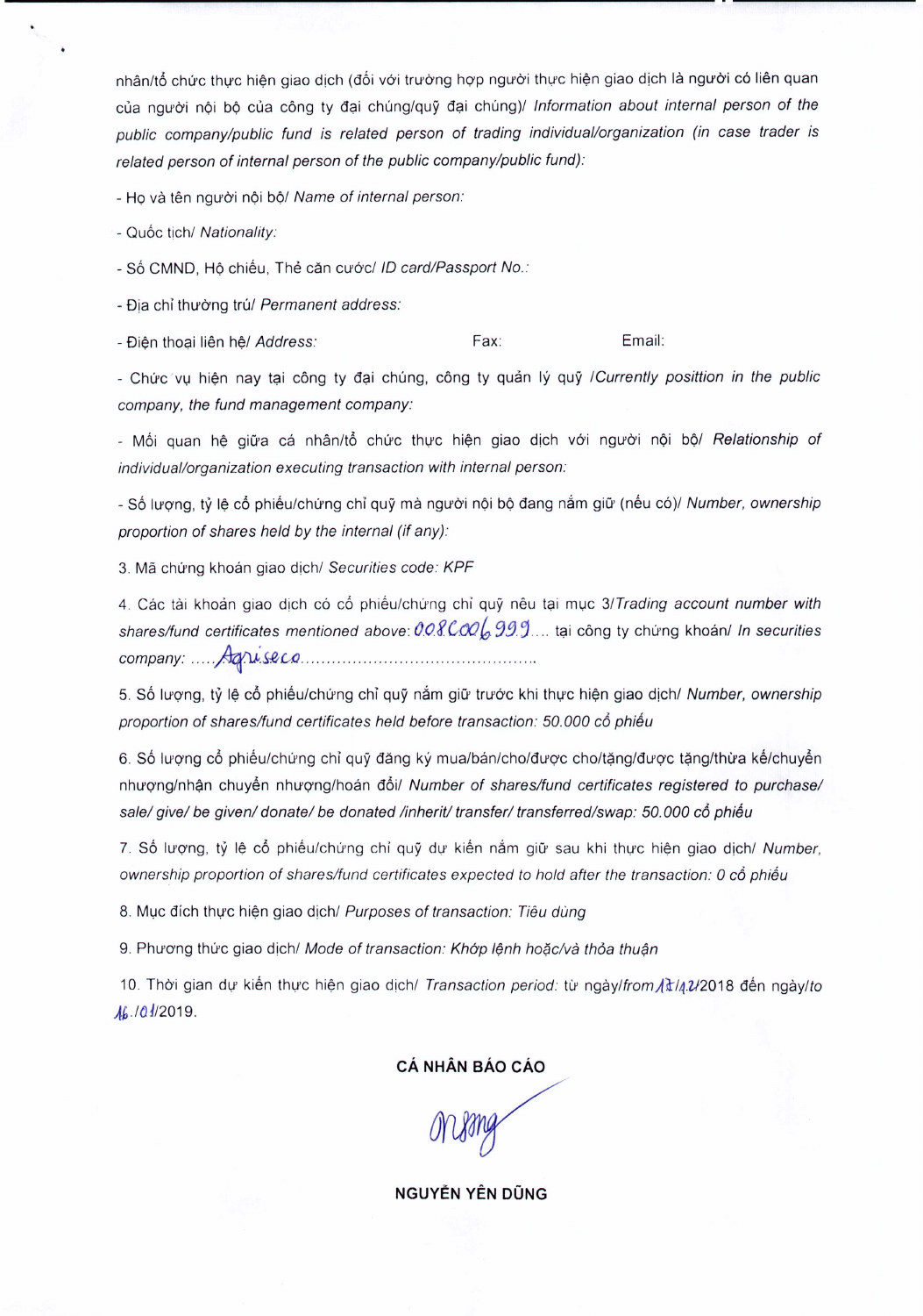nhân/tổ chức thực hiện giao dịch (đối với trường hợp người thực hiện giao dịch là người có liên quan của người nội bộ của công ty đại chúng/quỹ đại chúng)/ *Information about internal person of the public company/public fund is related person of trading individual/organization (in case trader is related person of internal person of the public company/public fund):*

- Họ và tên người nội bộ/ *Name of internal person:*
- Quốc tịch/ *Nationality:*
- Số CMND, Hộ chiếu, Thẻ căn cước/ *ID card/Passport No.:*
- Địa chỉ thường trú/ *Permanent address:*
- Điện thoại liên hệ/ *Address:* Fax: Email:
- Chức vụ hiện nay tại công ty đại chúng, công ty quản lý quỹ /*Currently posittion in the public company, the fund management company:*
- Mối quan hệ giữa cá nhân/tổ chức thực hiện giao dịch với người nội bộ/ *Relationship of individual/organization executing transaction with internal person:*
- Số lượng, tỷ lệ cổ phiếu/chứng chỉ quỹ mà người nội bộ đang nắm giữ (nếu có)/ *Number, ownership proportion of shares held by the internal (if any):*

3. Mã chứng khoán giao dịch/ *Securities code: KPF*

4. Các tài khoản giao dịch có cổ phiếu/chứng chỉ quỹ nêu tại mục 3/*Trading account number with shares/fund certificates mentioned above:* 008C006999.... tại công ty chứng khoán/ *In securities company:* .....Agriseco.............................................

5. Số lượng, tỷ lệ cổ phiếu/chứng chỉ quỹ nắm giữ trước khi thực hiện giao dịch/ *Number, ownership proportion of shares/fund certificates held before transaction: 50.000 cổ phiếu*

6. Số lượng cổ phiếu/chứng chỉ quỹ đăng ký mua/bán/cho/được cho/tặng/được tặng/thừa kế/chuyển nhượng/nhận chuyển nhượng/hoán đổi/ *Number of shares/fund certificates registered to purchase/ sale/ give/ be given/ donate/ be donated /inherit/ transfer/ transferred/swap: 50.000 cổ phiếu*

7. Số lượng, tỷ lệ cổ phiếu/chứng chỉ quỹ dự kiến nắm giữ sau khi thực hiện giao dịch/ *Number, ownership proportion of shares/fund certificates expected to hold after the transaction: 0 cổ phiếu*

8. Mục đích thực hiện giao dịch/ *Purposes of transaction: Tiêu dùng*

9. Phương thức giao dịch/ *Mode of transaction: Khớp lệnh hoặc/và thỏa thuận*

10. Thời gian dự kiến thực hiện giao dịch/ *Transaction period:* từ ngày/*from* 17/12/2018 đến ngày/*to* 16/01/2019.

**CÁ NHÂN BÁO CÁO**

**NGUYỄN YÊN DŨNG**